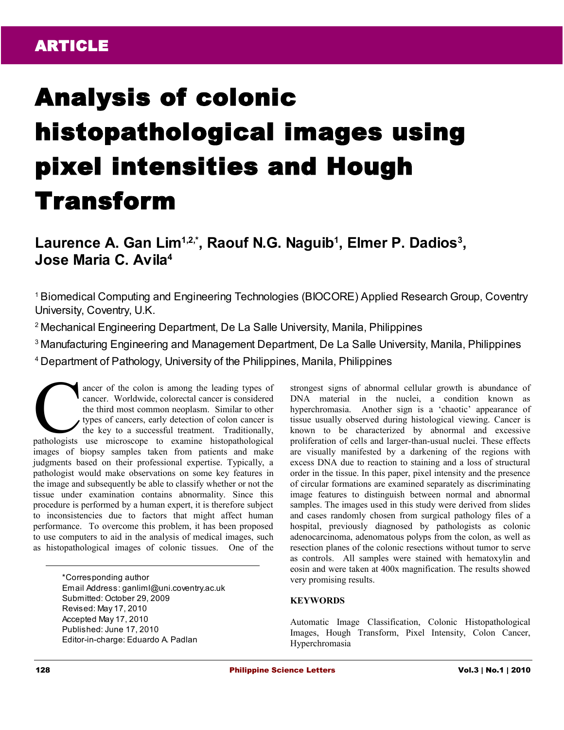ARTICLE

# Analysis of colonic histopathological images using pixel intensities and Hough Transform

**Laurence A. Gan Lim[1,2,*], Raouf N.G. Naguib[1], Elmer P. Dadios[3], Jose Maria C. Avila[4]**

[1] Biomedical Computing and Engineering Technologies (BIOCORE) Applied Research Group, Coventry University, Coventry, U.K.

[2] Mechanical Engineering Department, De La Salle University, Manila, Philippines

[3] Manufacturing Engineering and Management Department, De La Salle University, Manila, Philippines

[4] Department of Pathology, University of the Philippines, Manila, Philippines

Cancer of the colon is among the leading types of cancer. Worldwide, colorectal cancer is considered the third most common neoplasm. Similar to other types of cancers, early detection of colon cancer is the key to a successful treatment. Traditionally, pathologists use microscope to examine histopathological images of biopsy samples taken from patients and make judgments based on their professional expertise. Typically, a pathologist would make observations on some key features in the image and subsequently be able to classify whether or not the tissue under examination contains abnormality. Since this procedure is performed by a human expert, it is therefore subject to inconsistencies due to factors that might affect human performance. To overcome this problem, it has been proposed to use computers to aid in the analysis of medical images, such as histopathological images of colonic tissues. One of the strongest signs of abnormal cellular growth is abundance of DNA material in the nuclei, a condition known as hyperchromasia. Another sign is a 'chaotic' appearance of tissue usually observed during histological viewing. Cancer is known to be characterized by abnormal and excessive proliferation of cells and larger-than-usual nuclei. These effects are visually manifested by a darkening of the regions with excess DNA due to reaction to staining and a loss of structural order in the tissue. In this paper, pixel intensity and the presence of circular formations are examined separately as discriminating image features to distinguish between normal and abnormal samples. The images used in this study were derived from slides and cases randomly chosen from surgical pathology files of a hospital, previously diagnosed by pathologists as colonic adenocarcinoma, adenomatous polyps from the colon, as well as resection planes of the colonic resections without tumor to serve as controls. All samples were stained with hematoxylin and eosin and were taken at 400x magnification. The results showed very promising results.

*Corresponding author
Email Address: ganliml@uni.coventry.ac.uk
Submitted: October 29, 2009
Revised: May 17, 2010
Accepted May 17, 2010
Published: June 17, 2010
Editor-in-charge: Eduardo A. Padlan

**KEYWORDS**

Automatic Image Classification, Colonic Histopathological Images, Hough Transform, Pixel Intensity, Colon Cancer, Hyperchromasia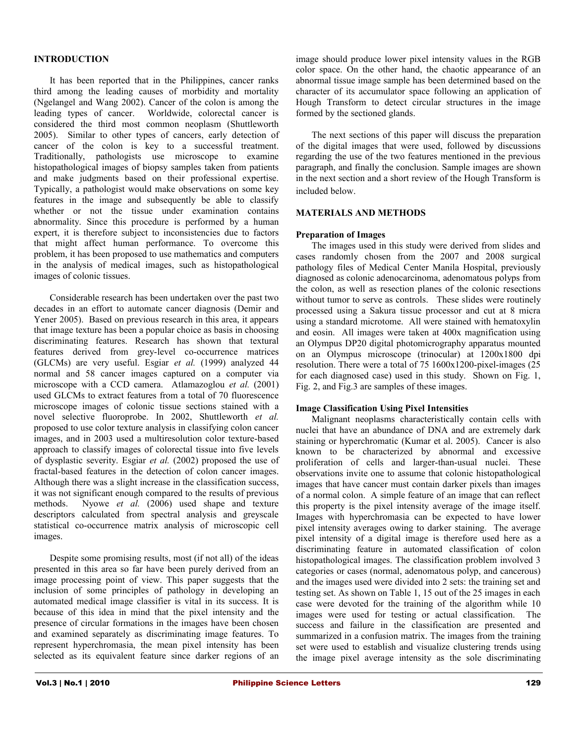## INTRODUCTION

It has been reported that in the Philippines, cancer ranks third among the leading causes of morbidity and mortality (Ngelangel and Wang 2002). Cancer of the colon is among the leading types of cancer. Worldwide, colorectal cancer is considered the third most common neoplasm (Shuttleworth 2005). Similar to other types of cancers, early detection of cancer of the colon is key to a successful treatment. Traditionally, pathologists use microscope to examine histopathological images of biopsy samples taken from patients and make judgments based on their professional expertise. Typically, a pathologist would make observations on some key features in the image and subsequently be able to classify whether or not the tissue under examination contains abnormality. Since this procedure is performed by a human expert, it is therefore subject to inconsistencies due to factors that might affect human performance. To overcome this problem, it has been proposed to use mathematics and computers in the analysis of medical images, such as histopathological images of colonic tissues.

Considerable research has been undertaken over the past two decades in an effort to automate cancer diagnosis (Demir and Yener 2005). Based on previous research in this area, it appears that image texture has been a popular choice as basis in choosing discriminating features. Research has shown that textural features derived from grey-level co-occurrence matrices (GLCMs) are very useful. Esgiar *et al.* (1999) analyzed 44 normal and 58 cancer images captured on a computer via microscope with a CCD camera. Atlamazoglou *et al.* (2001) used GLCMs to extract features from a total of 70 fluorescence microscope images of colonic tissue sections stained with a novel selective fluoroprobe. In 2002, Shuttleworth *et al.* proposed to use color texture analysis in classifying colon cancer images, and in 2003 used a multiresolution color texture-based approach to classify images of colorectal tissue into five levels of dysplastic severity. Esgiar *et al.* (2002) proposed the use of fractal-based features in the detection of colon cancer images. Although there was a slight increase in the classification success, it was not significant enough compared to the results of previous methods. Nyowe *et al.* (2006) used shape and texture descriptors calculated from spectral analysis and greyscale statistical co-occurrence matrix analysis of microscopic cell images.

Despite some promising results, most (if not all) of the ideas presented in this area so far have been purely derived from an image processing point of view. This paper suggests that the inclusion of some principles of pathology in developing an automated medical image classifier is vital in its success. It is because of this idea in mind that the pixel intensity and the presence of circular formations in the images have been chosen and examined separately as discriminating image features. To represent hyperchromasia, the mean pixel intensity has been selected as its equivalent feature since darker regions of an image should produce lower pixel intensity values in the RGB color space. On the other hand, the chaotic appearance of an abnormal tissue image sample has been determined based on the character of its accumulator space following an application of Hough Transform to detect circular structures in the image formed by the sectioned glands.

The next sections of this paper will discuss the preparation of the digital images that were used, followed by discussions regarding the use of the two features mentioned in the previous paragraph, and finally the conclusion. Sample images are shown in the next section and a short review of the Hough Transform is included below.

## MATERIALS AND METHODS

### Preparation of Images

The images used in this study were derived from slides and cases randomly chosen from the 2007 and 2008 surgical pathology files of Medical Center Manila Hospital, previously diagnosed as colonic adenocarcinoma, adenomatous polyps from the colon, as well as resection planes of the colonic resections without tumor to serve as controls. These slides were routinely processed using a Sakura tissue processor and cut at 8 micra using a standard microtome. All were stained with hematoxylin and eosin. All images were taken at 400x magnification using an Olympus DP20 digital photomicrography apparatus mounted on an Olympus microscope (trinocular) at 1200x1800 dpi resolution. There were a total of 75 1600x1200-pixel-images (25 for each diagnosed case) used in this study. Shown on Fig. 1, Fig. 2, and Fig.3 are samples of these images.

### Image Classification Using Pixel Intensities

Malignant neoplasms characteristically contain cells with nuclei that have an abundance of DNA and are extremely dark staining or hyperchromatic (Kumar et al. 2005). Cancer is also known to be characterized by abnormal and excessive proliferation of cells and larger-than-usual nuclei. These observations invite one to assume that colonic histopathological images that have cancer must contain darker pixels than images of a normal colon. A simple feature of an image that can reflect this property is the pixel intensity average of the image itself. Images with hyperchromasia can be expected to have lower pixel intensity averages owing to darker staining. The average pixel intensity of a digital image is therefore used here as a discriminating feature in automated classification of colon histopathological images. The classification problem involved 3 categories or cases (normal, adenomatous polyp, and cancerous) and the images used were divided into 2 sets: the training set and testing set. As shown on Table 1, 15 out of the 25 images in each case were devoted for the training of the algorithm while 10 images were used for testing or actual classification. The success and failure in the classification are presented and summarized in a confusion matrix. The images from the training set were used to establish and visualize clustering trends using the image pixel average intensity as the sole discriminating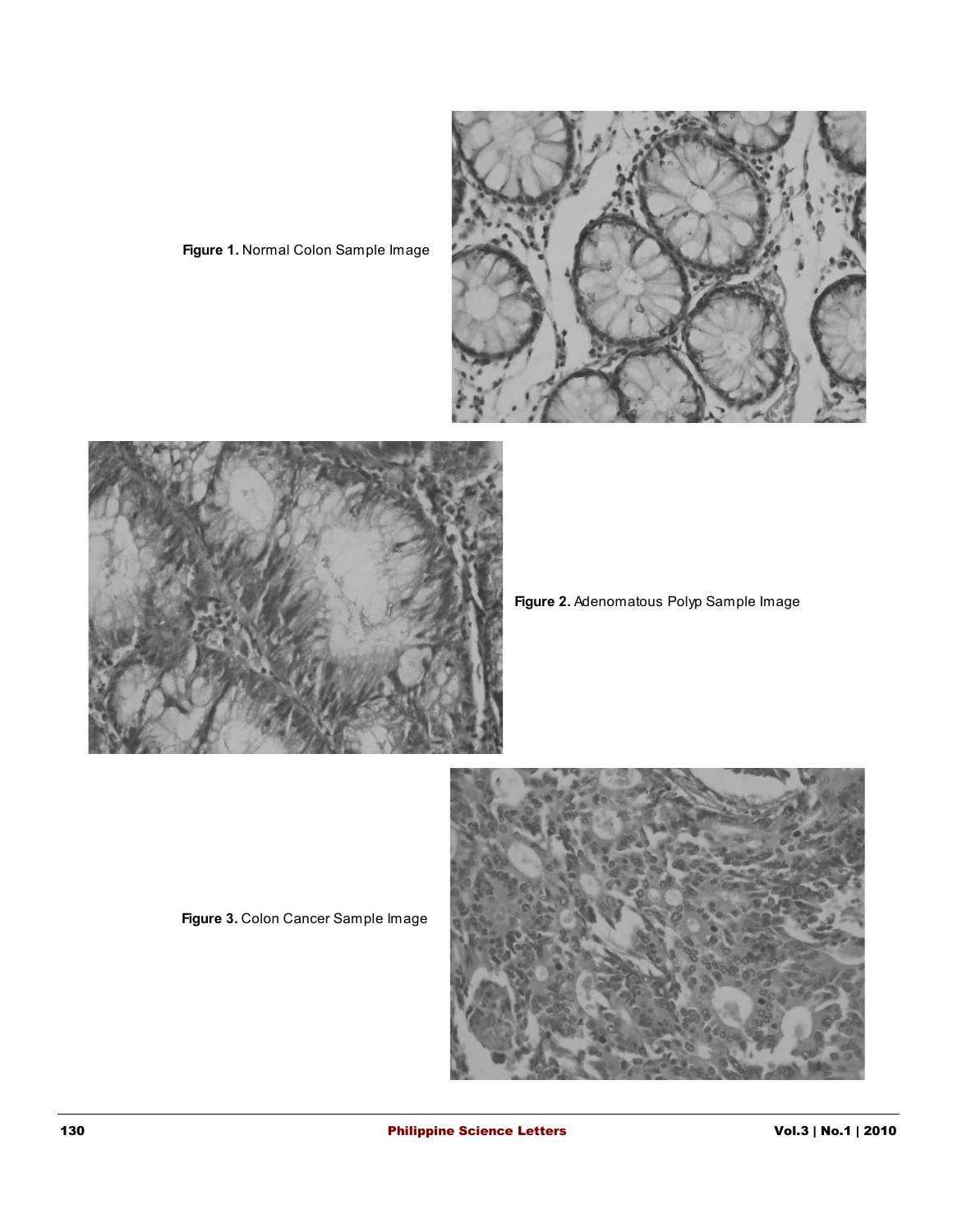**Figure 1.** Normal Colon Sample Image

**Figure 2.** Adenomatous Polyp Sample Image

**Figure 3.** Colon Cancer Sample Image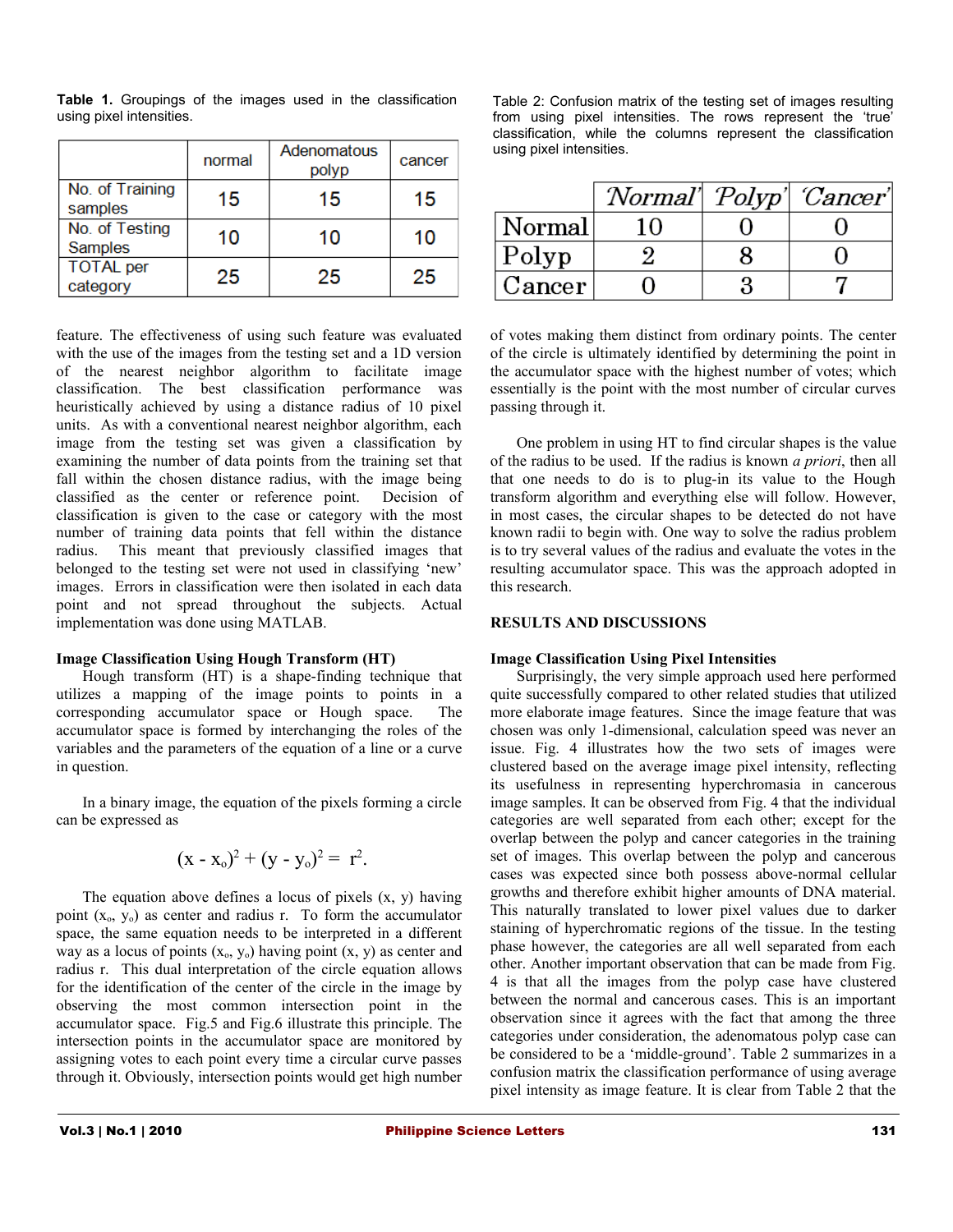**Table 1.** Groupings of the images used in the classification using pixel intensities.

| | normal | Adenomatous polyp | cancer |
|---|---|---|---|
| No. of Training samples | 15 | 15 | 15 |
| No. of Testing Samples | 10 | 10 | 10 |
| TOTAL per category | 25 | 25 | 25 |

feature. The effectiveness of using such feature was evaluated with the use of the images from the testing set and a 1D version of the nearest neighbor algorithm to facilitate image classification. The best classification performance was heuristically achieved by using a distance radius of 10 pixel units. As with a conventional nearest neighbor algorithm, each image from the testing set was given a classification by examining the number of data points from the training set that fall within the chosen distance radius, with the image being classified as the center or reference point. Decision of classification is given to the case or category with the most number of training data points that fell within the distance radius. This meant that previously classified images that belonged to the testing set were not used in classifying 'new' images. Errors in classification were then isolated in each data point and not spread throughout the subjects. Actual implementation was done using MATLAB.

### Image Classification Using Hough Transform (HT)

Hough transform (HT) is a shape-finding technique that utilizes a mapping of the image points to points in a corresponding accumulator space or Hough space. The accumulator space is formed by interchanging the roles of the variables and the parameters of the equation of a line or a curve in question.

In a binary image, the equation of the pixels forming a circle can be expressed as

$$(x - x_o)^2 + (y - y_o)^2 = r^2.$$

The equation above defines a locus of pixels (x, y) having point $(x_o, y_o)$ as center and radius r. To form the accumulator space, the same equation needs to be interpreted in a different way as a locus of points $(x_o, y_o)$ having point (x, y) as center and radius r. This dual interpretation of the circle equation allows for the identification of the center of the circle in the image by observing the most common intersection point in the accumulator space. Fig.5 and Fig.6 illustrate this principle. The intersection points in the accumulator space are monitored by assigning votes to each point every time a circular curve passes through it. Obviously, intersection points would get high number of votes making them distinct from ordinary points. The center of the circle is ultimately identified by determining the point in the accumulator space with the highest number of votes; which essentially is the point with the most number of circular curves passing through it.

One problem in using HT to find circular shapes is the value of the radius to be used. If the radius is known *a priori*, then all that one needs to do is to plug-in its value to the Hough transform algorithm and everything else will follow. However, in most cases, the circular shapes to be detected do not have known radii to begin with. One way to solve the radius problem is to try several values of the radius and evaluate the votes in the resulting accumulator space. This was the approach adopted in this research.

Table 2: Confusion matrix of the testing set of images resulting from using pixel intensities. The rows represent the 'true' classification, while the columns represent the classification using pixel intensities.

| | 'Normal' | 'Polyp' | 'Cancer' |
|---|---|---|---|
| Normal | 10 | 0 | 0 |
| Polyp | 2 | 8 | 0 |
| Cancer | 0 | 3 | 7 |

## RESULTS AND DISCUSSIONS

### Image Classification Using Pixel Intensities

Surprisingly, the very simple approach used here performed quite successfully compared to other related studies that utilized more elaborate image features. Since the image feature that was chosen was only 1-dimensional, calculation speed was never an issue. Fig. 4 illustrates how the two sets of images were clustered based on the average image pixel intensity, reflecting its usefulness in representing hyperchromasia in cancerous image samples. It can be observed from Fig. 4 that the individual categories are well separated from each other; except for the overlap between the polyp and cancer categories in the training set of images. This overlap between the polyp and cancerous cases was expected since both possess above-normal cellular growths and therefore exhibit higher amounts of DNA material. This naturally translated to lower pixel values due to darker staining of hyperchromatic regions of the tissue. In the testing phase however, the categories are all well separated from each other. Another important observation that can be made from Fig. 4 is that all the images from the polyp case have clustered between the normal and cancerous cases. This is an important observation since it agrees with the fact that among the three categories under consideration, the adenomatous polyp case can be considered to be a 'middle-ground'. Table 2 summarizes in a confusion matrix the classification performance of using average pixel intensity as image feature. It is clear from Table 2 that the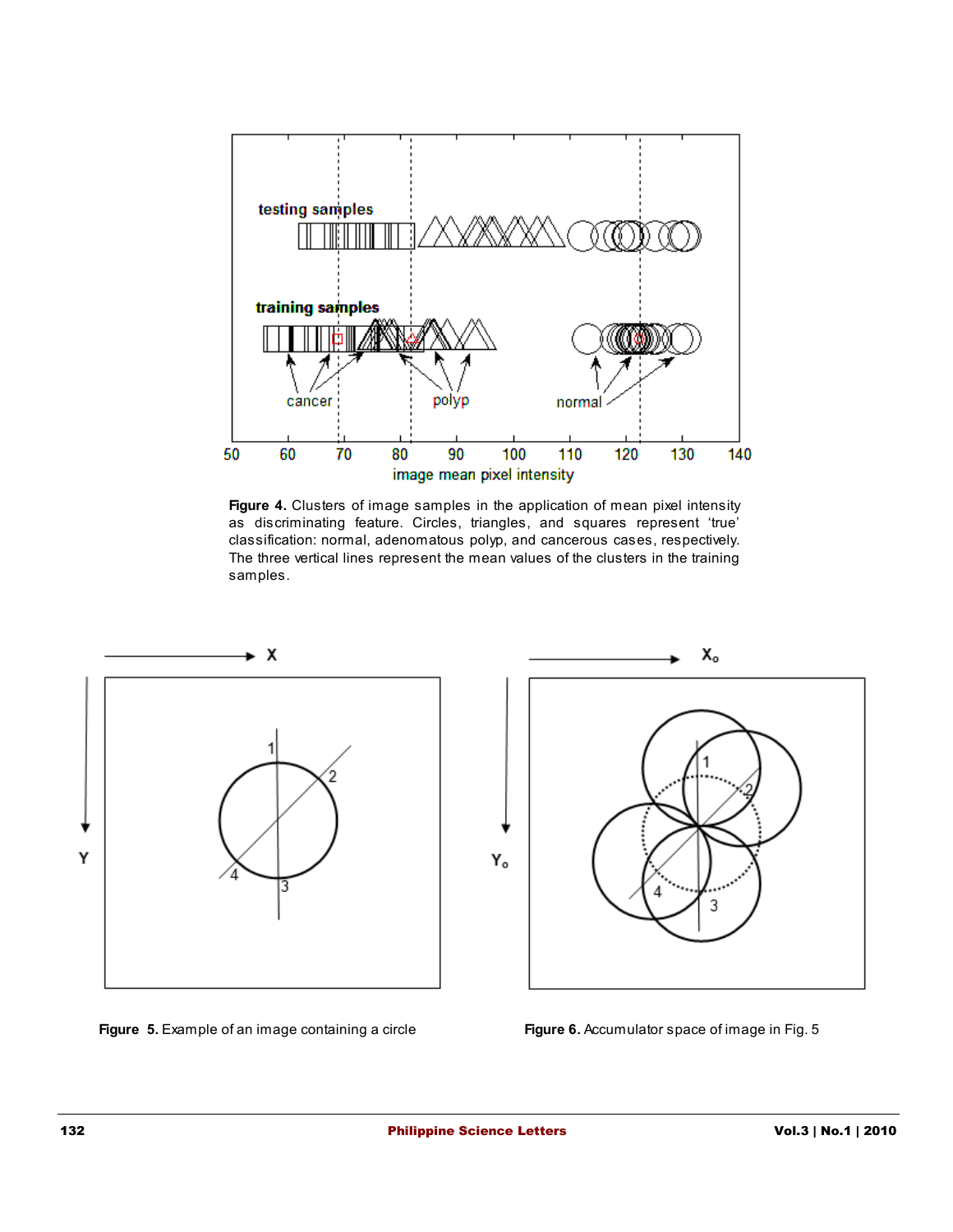**Figure 4.** Clusters of image samples in the application of mean pixel intensity as discriminating feature. Circles, triangles, and squares represent 'true' classification: normal, adenomatous polyp, and cancerous cases, respectively. The three vertical lines represent the mean values of the clusters in the training samples.

**Figure 5.** Example of an image containing a circle

**Figure 6.** Accumulator space of image in Fig. 5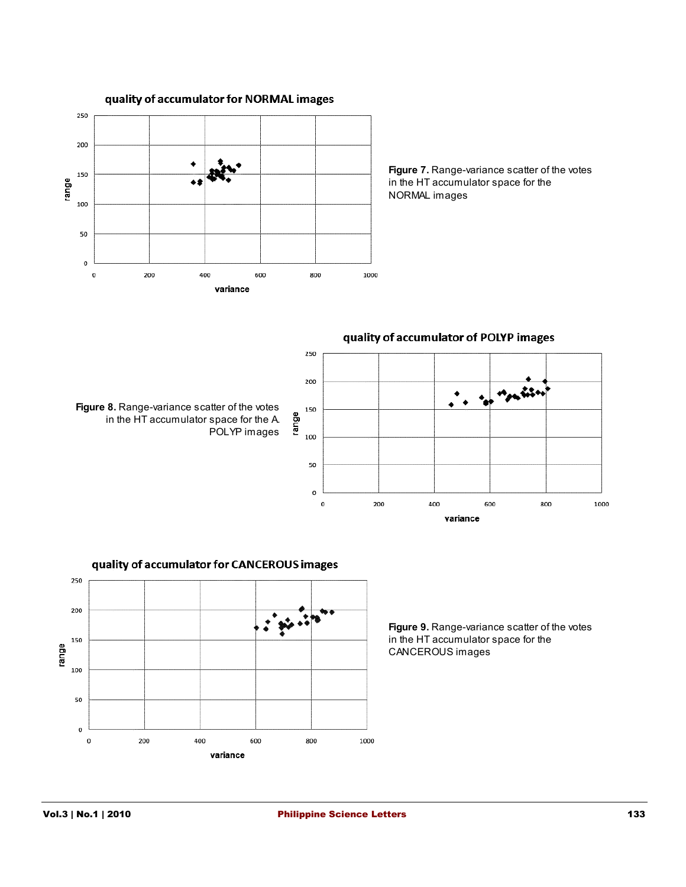Figure 7. Range-variance scatter of the votes in the HT accumulator space for the NORMAL images

Figure 8. Range-variance scatter of the votes in the HT accumulator space for the A. POLYP images

Figure 9. Range-variance scatter of the votes in the HT accumulator space for the CANCEROUS images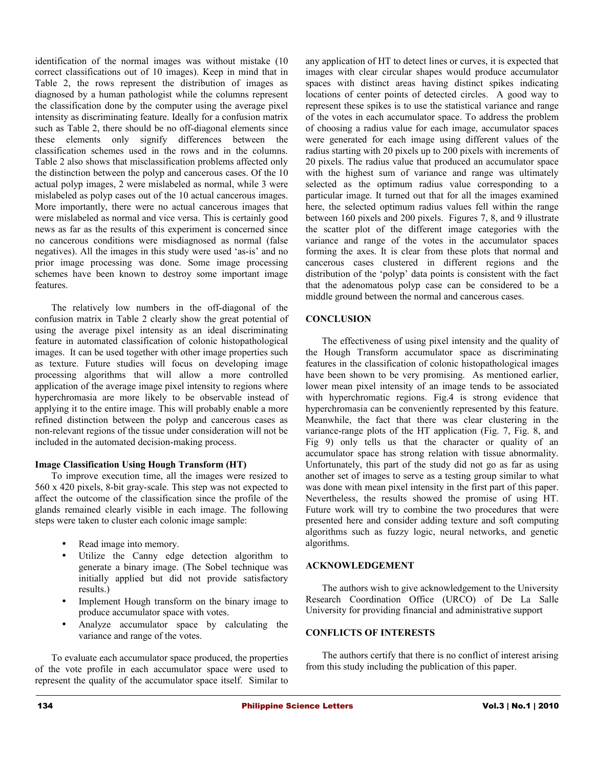identification of the normal images was without mistake (10 correct classifications out of 10 images). Keep in mind that in Table 2, the rows represent the distribution of images as diagnosed by a human pathologist while the columns represent the classification done by the computer using the average pixel intensity as discriminating feature. Ideally for a confusion matrix such as Table 2, there should be no off-diagonal elements since these elements only signify differences between the classification schemes used in the rows and in the columns. Table 2 also shows that misclassification problems affected only the distinction between the polyp and cancerous cases. Of the 10 actual polyp images, 2 were mislabeled as normal, while 3 were mislabeled as polyp cases out of the 10 actual cancerous images. More importantly, there were no actual cancerous images that were mislabeled as normal and vice versa. This is certainly good news as far as the results of this experiment is concerned since no cancerous conditions were misdiagnosed as normal (false negatives). All the images in this study were used 'as-is' and no prior image processing was done. Some image processing schemes have been known to destroy some important image features.

The relatively low numbers in the off-diagonal of the confusion matrix in Table 2 clearly show the great potential of using the average pixel intensity as an ideal discriminating feature in automated classification of colonic histopathological images. It can be used together with other image properties such as texture. Future studies will focus on developing image processing algorithms that will allow a more controlled application of the average image pixel intensity to regions where hyperchromasia are more likely to be observable instead of applying it to the entire image. This will probably enable a more refined distinction between the polyp and cancerous cases as non-relevant regions of the tissue under consideration will not be included in the automated decision-making process.

**Image Classification Using Hough Transform (HT)**

To improve execution time, all the images were resized to 560 x 420 pixels, 8-bit gray-scale. This step was not expected to affect the outcome of the classification since the profile of the glands remained clearly visible in each image. The following steps were taken to cluster each colonic image sample:

- Read image into memory.
- Utilize the Canny edge detection algorithm to generate a binary image. (The Sobel technique was initially applied but did not provide satisfactory results.)
- Implement Hough transform on the binary image to produce accumulator space with votes.
- Analyze accumulator space by calculating the variance and range of the votes.

To evaluate each accumulator space produced, the properties of the vote profile in each accumulator space were used to represent the quality of the accumulator space itself. Similar to any application of HT to detect lines or curves, it is expected that images with clear circular shapes would produce accumulator spaces with distinct areas having distinct spikes indicating locations of center points of detected circles. A good way to represent these spikes is to use the statistical variance and range of the votes in each accumulator space. To address the problem of choosing a radius value for each image, accumulator spaces were generated for each image using different values of the radius starting with 20 pixels up to 200 pixels with increments of 20 pixels. The radius value that produced an accumulator space with the highest sum of variance and range was ultimately selected as the optimum radius value corresponding to a particular image. It turned out that for all the images examined here, the selected optimum radius values fell within the range between 160 pixels and 200 pixels. Figures 7, 8, and 9 illustrate the scatter plot of the different image categories with the variance and range of the votes in the accumulator spaces forming the axes. It is clear from these plots that normal and cancerous cases clustered in different regions and the distribution of the 'polyp' data points is consistent with the fact that the adenomatous polyp case can be considered to be a middle ground between the normal and cancerous cases.

## CONCLUSION

The effectiveness of using pixel intensity and the quality of the Hough Transform accumulator space as discriminating features in the classification of colonic histopathological images have been shown to be very promising. As mentioned earlier, lower mean pixel intensity of an image tends to be associated with hyperchromatic regions. Fig.4 is strong evidence that hyperchromasia can be conveniently represented by this feature. Meanwhile, the fact that there was clear clustering in the variance-range plots of the HT application (Fig. 7, Fig. 8, and Fig 9) only tells us that the character or quality of an accumulator space has strong relation with tissue abnormality. Unfortunately, this part of the study did not go as far as using another set of images to serve as a testing group similar to what was done with mean pixel intensity in the first part of this paper. Nevertheless, the results showed the promise of using HT. Future work will try to combine the two procedures that were presented here and consider adding texture and soft computing algorithms such as fuzzy logic, neural networks, and genetic algorithms.

## ACKNOWLEDGEMENT

The authors wish to give acknowledgement to the University Research Coordination Office (URCO) of De La Salle University for providing financial and administrative support

## CONFLICTS OF INTERESTS

The authors certify that there is no conflict of interest arising from this study including the publication of this paper.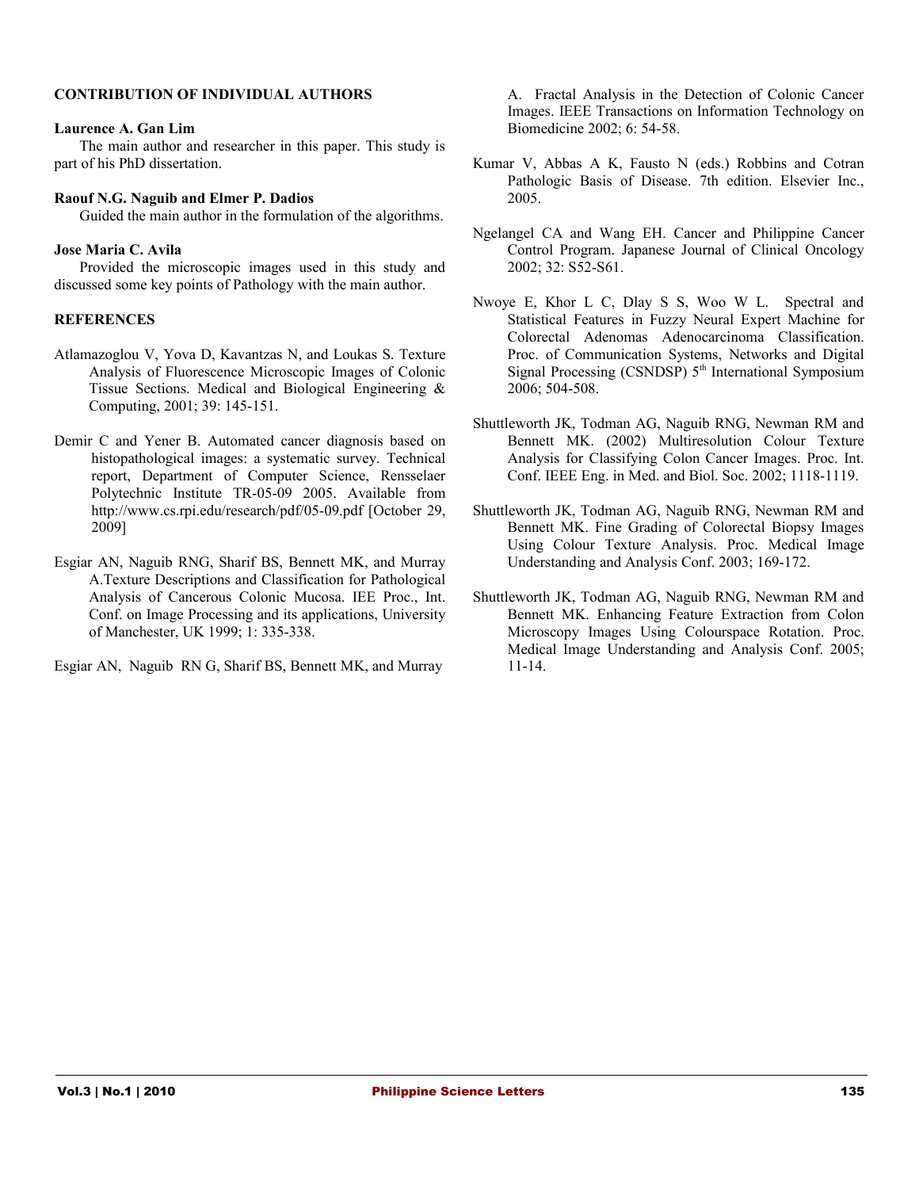## CONTRIBUTION OF INDIVIDUAL AUTHORS

**Laurence A. Gan Lim**

The main author and researcher in this paper. This study is part of his PhD dissertation.

**Raouf N.G. Naguib and Elmer P. Dadios**

Guided the main author in the formulation of the algorithms.

**Jose Maria C. Avila**

Provided the microscopic images used in this study and discussed some key points of Pathology with the main author.

## REFERENCES

Atlamazoglou V, Yova D, Kavantzas N, and Loukas S. Texture Analysis of Fluorescence Microscopic Images of Colonic Tissue Sections. Medical and Biological Engineering & Computing, 2001; 39: 145-151.

Demir C and Yener B. Automated cancer diagnosis based on histopathological images: a systematic survey. Technical report, Department of Computer Science, Rensselaer Polytechnic Institute TR-05-09 2005. Available from http://www.cs.rpi.edu/research/pdf/05-09.pdf [October 29, 2009]

Esgiar AN, Naguib RNG, Sharif BS, Bennett MK, and Murray A.Texture Descriptions and Classification for Pathological Analysis of Cancerous Colonic Mucosa. IEE Proc., Int. Conf. on Image Processing and its applications, University of Manchester, UK 1999; 1: 335-338.

Esgiar AN, Naguib RN G, Sharif BS, Bennett MK, and Murray A. Fractal Analysis in the Detection of Colonic Cancer Images. IEEE Transactions on Information Technology on Biomedicine 2002; 6: 54-58.

Kumar V, Abbas A K, Fausto N (eds.) Robbins and Cotran Pathologic Basis of Disease. 7th edition. Elsevier Inc., 2005.

Ngelangel CA and Wang EH. Cancer and Philippine Cancer Control Program. Japanese Journal of Clinical Oncology 2002; 32: S52-S61.

Nwoye E, Khor L C, Dlay S S, Woo W L. Spectral and Statistical Features in Fuzzy Neural Expert Machine for Colorectal Adenomas Adenocarcinoma Classification. Proc. of Communication Systems, Networks and Digital Signal Processing (CSNDSP) 5th International Symposium 2006; 504-508.

Shuttleworth JK, Todman AG, Naguib RNG, Newman RM and Bennett MK. (2002) Multiresolution Colour Texture Analysis for Classifying Colon Cancer Images. Proc. Int. Conf. IEEE Eng. in Med. and Biol. Soc. 2002; 1118-1119.

Shuttleworth JK, Todman AG, Naguib RNG, Newman RM and Bennett MK. Fine Grading of Colorectal Biopsy Images Using Colour Texture Analysis. Proc. Medical Image Understanding and Analysis Conf. 2003; 169-172.

Shuttleworth JK, Todman AG, Naguib RNG, Newman RM and Bennett MK. Enhancing Feature Extraction from Colon Microscopy Images Using Colourspace Rotation. Proc. Medical Image Understanding and Analysis Conf. 2005; 11-14.